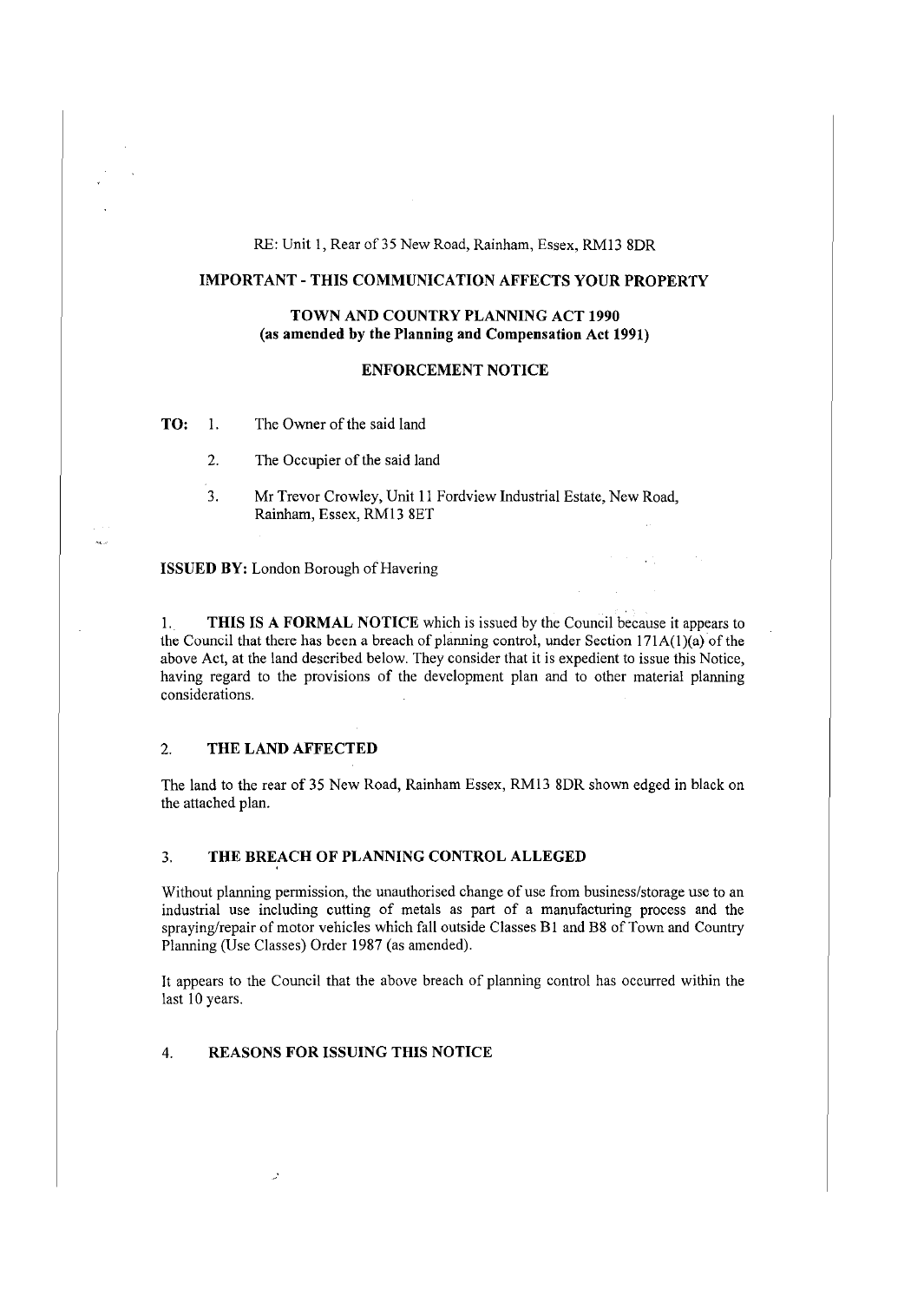RE: Unit 1, Rear of 35 New Road, Rainham, Essex, RM13 8DR

**IMPORTANT - THIS COMMUNICATION AFFECTS YOUR PROPERTY**

**TOWN AND COUNTRY PLANNING ACT 1990**
**(as amended by the Planning and Compensation Act 1991)**

**ENFORCEMENT NOTICE**

**TO:**

1. The Owner of the said land
2. The Occupier of the said land
3. Mr Trevor Crowley, Unit 11 Fordview Industrial Estate, New Road, Rainham, Essex, RM13 8ET

**ISSUED BY:** London Borough of Havering

1. **THIS IS A FORMAL NOTICE** which is issued by the Council because it appears to the Council that there has been a breach of planning control, under Section 171A(1)(a) of the above Act, at the land described below. They consider that it is expedient to issue this Notice, having regard to the provisions of the development plan and to other material planning considerations.

## 2. THE LAND AFFECTED

The land to the rear of 35 New Road, Rainham Essex, RM13 8DR shown edged in black on the attached plan.

## 3. THE BREACH OF PLANNING CONTROL ALLEGED

Without planning permission, the unauthorised change of use from business/storage use to an industrial use including cutting of metals as part of a manufacturing process and the spraying/repair of motor vehicles which fall outside Classes B1 and B8 of Town and Country Planning (Use Classes) Order 1987 (as amended).

It appears to the Council that the above breach of planning control has occurred within the last 10 years.

## 4. REASONS FOR ISSUING THIS NOTICE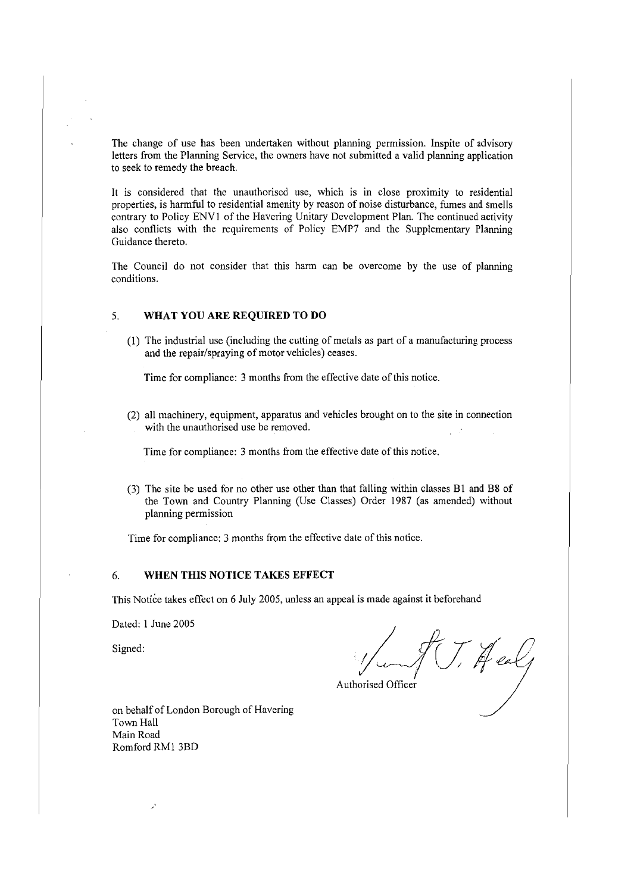The change of use has been undertaken without planning permission. Inspite of advisory letters from the Planning Service, the owners have not submitted a valid planning application to seek to remedy the breach.

It is considered that the unauthorised use, which is in close proximity to residential properties, is harmful to residential amenity by reason of noise disturbance, fumes and smells contrary to Policy ENV1 of the Havering Unitary Development Plan. The continued activity also conflicts with the requirements of Policy EMP7 and the Supplementary Planning Guidance thereto.

The Council do not consider that this harm can be overcome by the use of planning conditions.

## 5. WHAT YOU ARE REQUIRED TO DO

(1) The industrial use (including the cutting of metals as part of a manufacturing process and the repair/spraying of motor vehicles) ceases.

Time for compliance: 3 months from the effective date of this notice.

(2) all machinery, equipment, apparatus and vehicles brought on to the site in connection with the unauthorised use be removed.

Time for compliance: 3 months from the effective date of this notice.

(3) The site be used for no other use other than that falling within classes B1 and B8 of the Town and Country Planning (Use Classes) Order 1987 (as amended) without planning permission

Time for compliance: 3 months from the effective date of this notice.

## 6. WHEN THIS NOTICE TAKES EFFECT

This Notice takes effect on 6 July 2005, unless an appeal is made against it beforehand

Dated: 1 June 2005

Signed:

Authorised Officer

on behalf of London Borough of Havering
Town Hall
Main Road
Romford RM1 3BD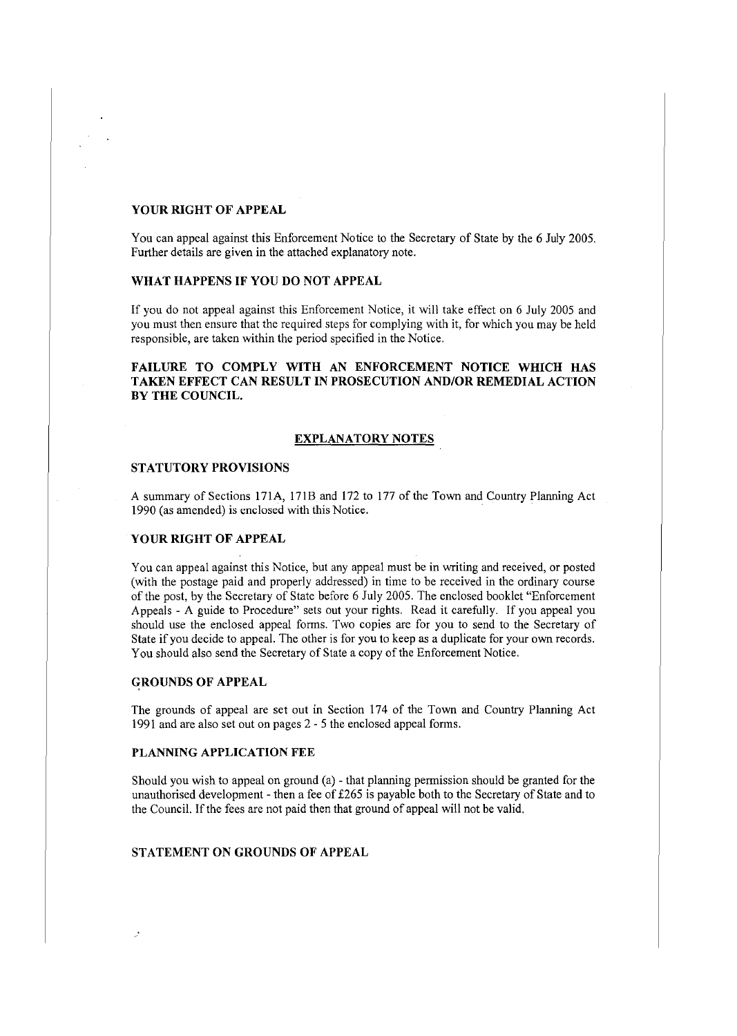## YOUR RIGHT OF APPEAL

You can appeal against this Enforcement Notice to the Secretary of State by the 6 July 2005. Further details are given in the attached explanatory note.

## WHAT HAPPENS IF YOU DO NOT APPEAL

If you do not appeal against this Enforcement Notice, it will take effect on 6 July 2005 and you must then ensure that the required steps for complying with it, for which you may be held responsible, are taken within the period specified in the Notice.

**FAILURE TO COMPLY WITH AN ENFORCEMENT NOTICE WHICH HAS TAKEN EFFECT CAN RESULT IN PROSECUTION AND/OR REMEDIAL ACTION BY THE COUNCIL.**

## EXPLANATORY NOTES

### STATUTORY PROVISIONS

A summary of Sections 171A, 171B and 172 to 177 of the Town and Country Planning Act 1990 (as amended) is enclosed with this Notice.

### YOUR RIGHT OF APPEAL

You can appeal against this Notice, but any appeal must be in writing and received, or posted (with the postage paid and properly addressed) in time to be received in the ordinary course of the post, by the Secretary of State before 6 July 2005. The enclosed booklet "Enforcement Appeals - A guide to Procedure" sets out your rights. Read it carefully. If you appeal you should use the enclosed appeal forms. Two copies are for you to send to the Secretary of State if you decide to appeal. The other is for you to keep as a duplicate for your own records. You should also send the Secretary of State a copy of the Enforcement Notice.

### GROUNDS OF APPEAL

The grounds of appeal are set out in Section 174 of the Town and Country Planning Act 1991 and are also set out on pages 2 - 5 the enclosed appeal forms.

### PLANNING APPLICATION FEE

Should you wish to appeal on ground (a) - that planning permission should be granted for the unauthorised development - then a fee of £265 is payable both to the Secretary of State and to the Council. If the fees are not paid then that ground of appeal will not be valid.

### STATEMENT ON GROUNDS OF APPEAL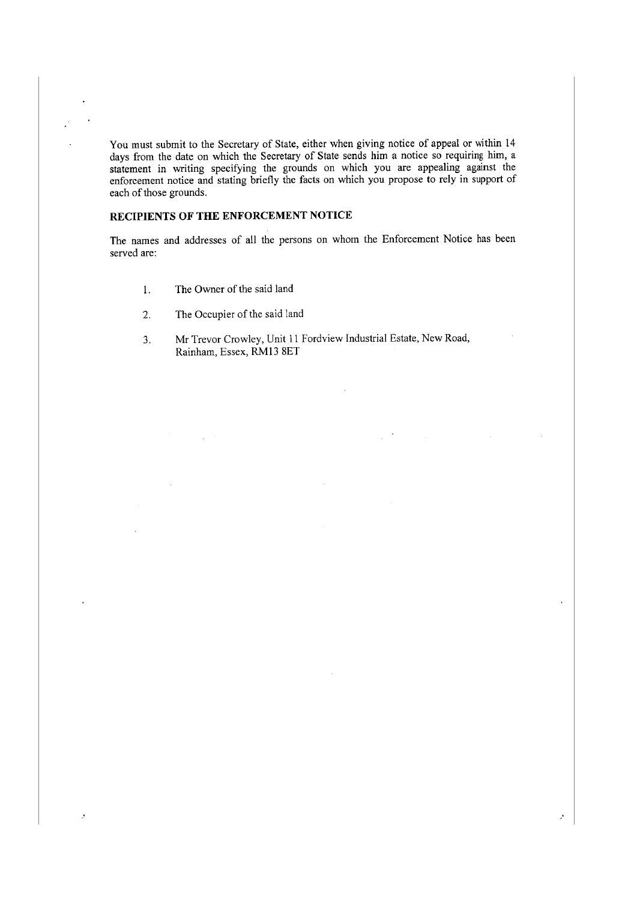You must submit to the Secretary of State, either when giving notice of appeal or within 14 days from the date on which the Secretary of State sends him a notice so requiring him, a statement in writing specifying the grounds on which you are appealing against the enforcement notice and stating briefly the facts on which you propose to rely in support of each of those grounds.

**RECIPIENTS OF THE ENFORCEMENT NOTICE**

The names and addresses of all the persons on whom the Enforcement Notice has been served are:

1. The Owner of the said land
2. The Occupier of the said land
3. Mr Trevor Crowley, Unit 11 Fordview Industrial Estate, New Road, Rainham, Essex, RM13 8ET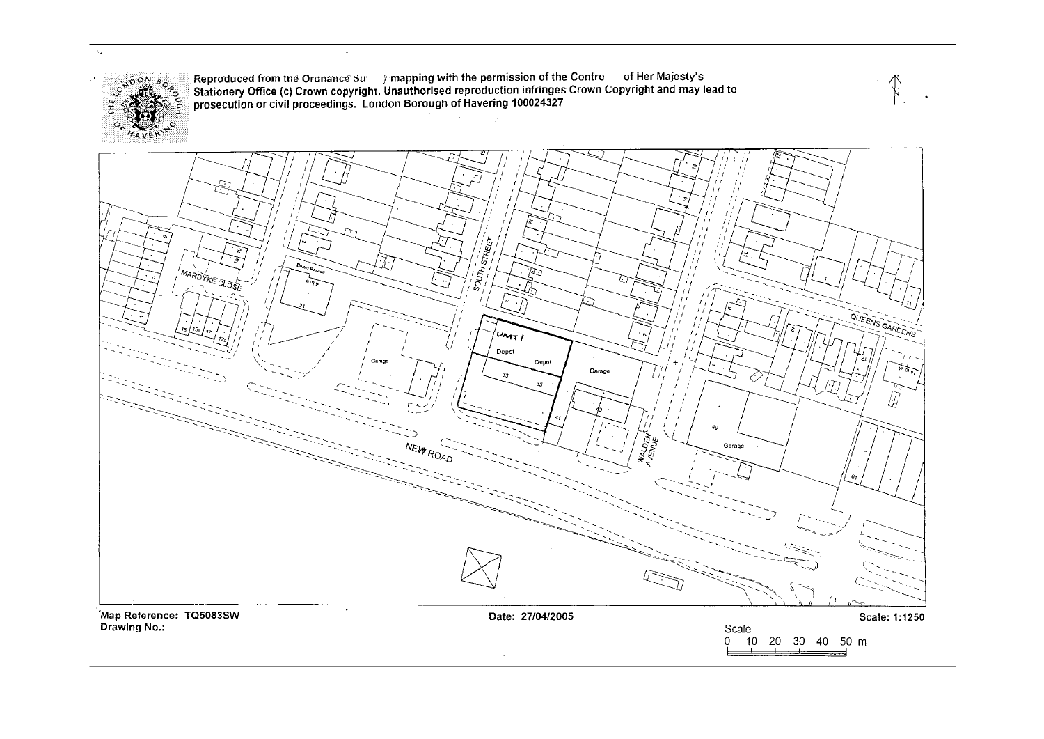Reproduced from the Ordnance Survey mapping with the permission of the Controller of Her Majesty's Stationery Office (c) Crown copyright. Unauthorised reproduction infringes Crown Copyright and may lead to prosecution or civil proceedings. London Borough of Havering 100024327

MARDYKE CLOSE

SOUTH STREET

UMT I

Depot

Depot

35

35

41

43

Garage

Garage

NEW ROAD

WALDEN AVENUE

QUEENS GARDENS

49

Garage

Map Reference: TQ5083SW

Drawing No.:

Date: 27/04/2005

Scale: 1:1250

Scale

0 10 20 30 40 50 m